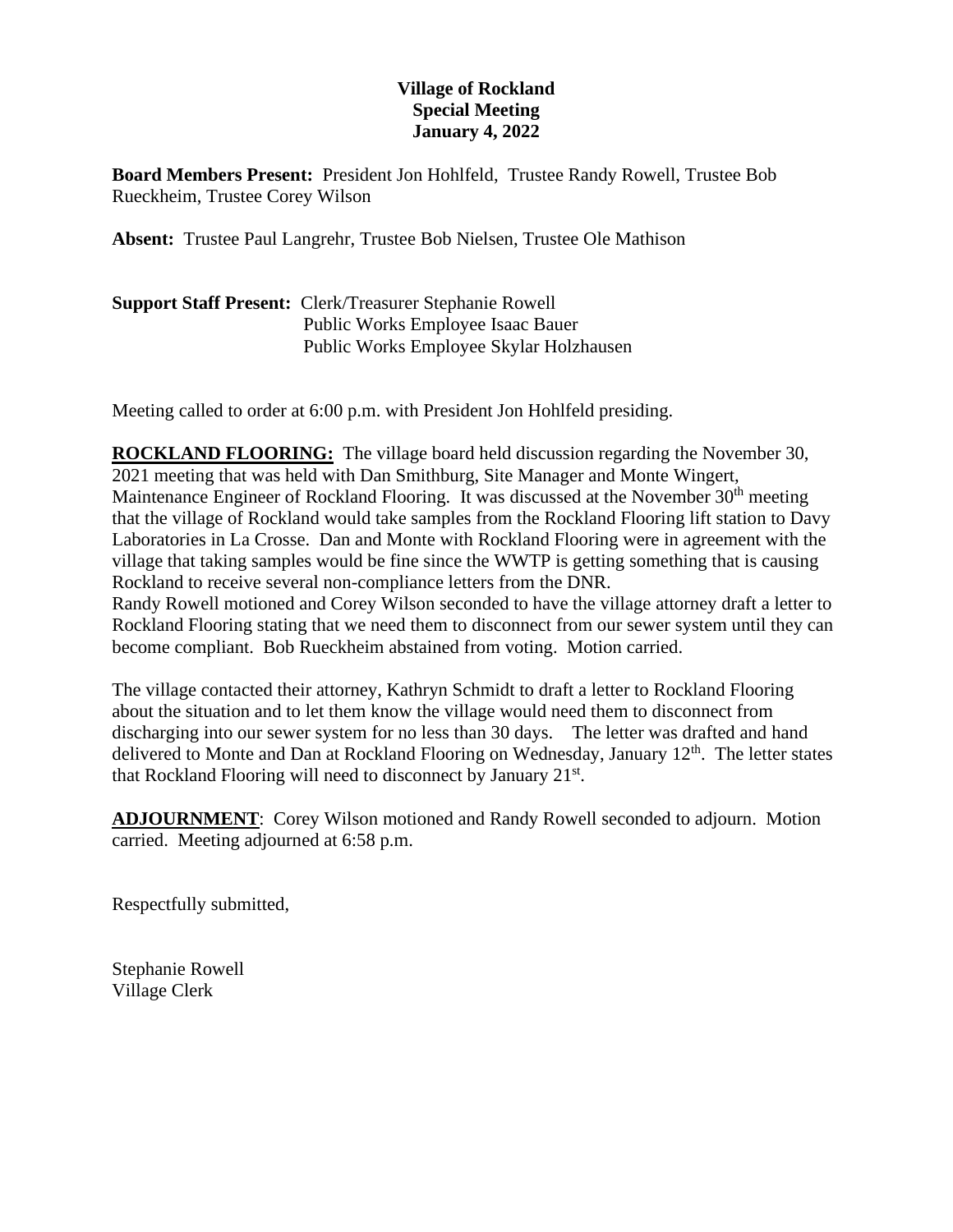**Village of Rockland**
**Special Meeting**
**January 4, 2022**

**Board Members Present:** President Jon Hohlfeld, Trustee Randy Rowell, Trustee Bob Rueckheim, Trustee Corey Wilson

**Absent:** Trustee Paul Langrehr, Trustee Bob Nielsen, Trustee Ole Mathison

**Support Staff Present:** Clerk/Treasurer Stephanie Rowell
Public Works Employee Isaac Bauer
Public Works Employee Skylar Holzhausen

Meeting called to order at 6:00 p.m. with President Jon Hohlfeld presiding.

**ROCKLAND FLOORING:** The village board held discussion regarding the November 30, 2021 meeting that was held with Dan Smithburg, Site Manager and Monte Wingert, Maintenance Engineer of Rockland Flooring. It was discussed at the November 30th meeting that the village of Rockland would take samples from the Rockland Flooring lift station to Davy Laboratories in La Crosse. Dan and Monte with Rockland Flooring were in agreement with the village that taking samples would be fine since the WWTP is getting something that is causing Rockland to receive several non-compliance letters from the DNR.
Randy Rowell motioned and Corey Wilson seconded to have the village attorney draft a letter to Rockland Flooring stating that we need them to disconnect from our sewer system until they can become compliant. Bob Rueckheim abstained from voting. Motion carried.

The village contacted their attorney, Kathryn Schmidt to draft a letter to Rockland Flooring about the situation and to let them know the village would need them to disconnect from discharging into our sewer system for no less than 30 days. The letter was drafted and hand delivered to Monte and Dan at Rockland Flooring on Wednesday, January 12th. The letter states that Rockland Flooring will need to disconnect by January 21st.

**ADJOURNMENT**: Corey Wilson motioned and Randy Rowell seconded to adjourn. Motion carried. Meeting adjourned at 6:58 p.m.

Respectfully submitted,

Stephanie Rowell
Village Clerk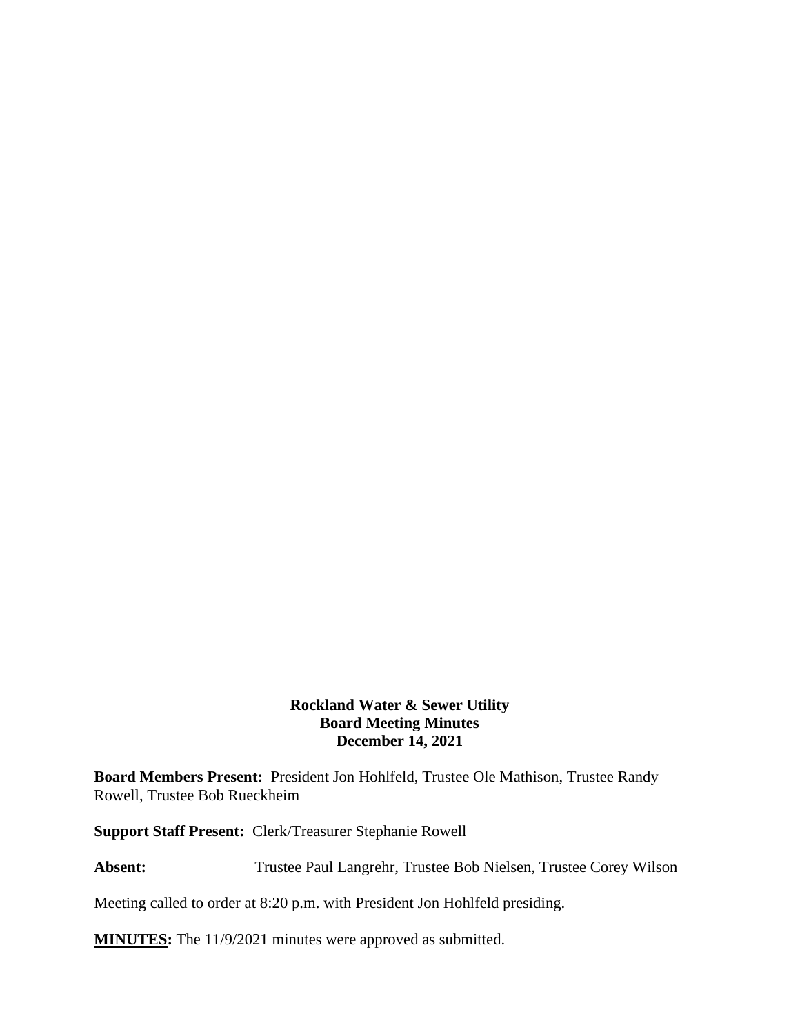**Rockland Water & Sewer Utility**
**Board Meeting Minutes**
**December 14, 2021**

**Board Members Present:** President Jon Hohlfeld, Trustee Ole Mathison, Trustee Randy Rowell, Trustee Bob Rueckheim

**Support Staff Present:** Clerk/Treasurer Stephanie Rowell

**Absent:** Trustee Paul Langrehr, Trustee Bob Nielsen, Trustee Corey Wilson

Meeting called to order at 8:20 p.m. with President Jon Hohlfeld presiding.

**MINUTES:** The 11/9/2021 minutes were approved as submitted.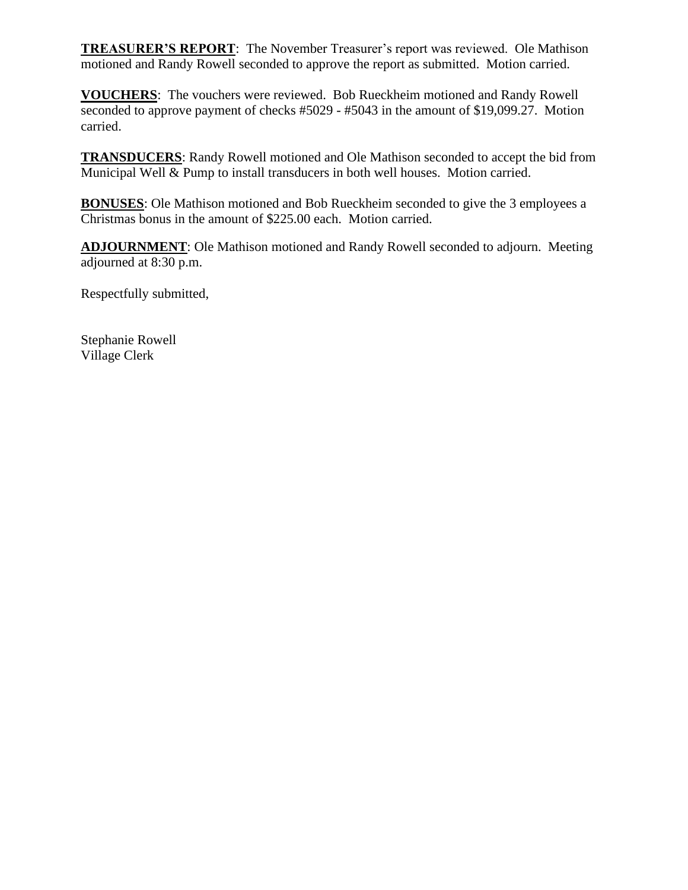**TREASURER'S REPORT**: The November Treasurer's report was reviewed. Ole Mathison motioned and Randy Rowell seconded to approve the report as submitted. Motion carried.

**VOUCHERS**: The vouchers were reviewed. Bob Rueckheim motioned and Randy Rowell seconded to approve payment of checks #5029 - #5043 in the amount of $19,099.27. Motion carried.

**TRANSDUCERS**: Randy Rowell motioned and Ole Mathison seconded to accept the bid from Municipal Well & Pump to install transducers in both well houses. Motion carried.

**BONUSES**: Ole Mathison motioned and Bob Rueckheim seconded to give the 3 employees a Christmas bonus in the amount of $225.00 each. Motion carried.

**ADJOURNMENT**: Ole Mathison motioned and Randy Rowell seconded to adjourn. Meeting adjourned at 8:30 p.m.

Respectfully submitted,

Stephanie Rowell
Village Clerk